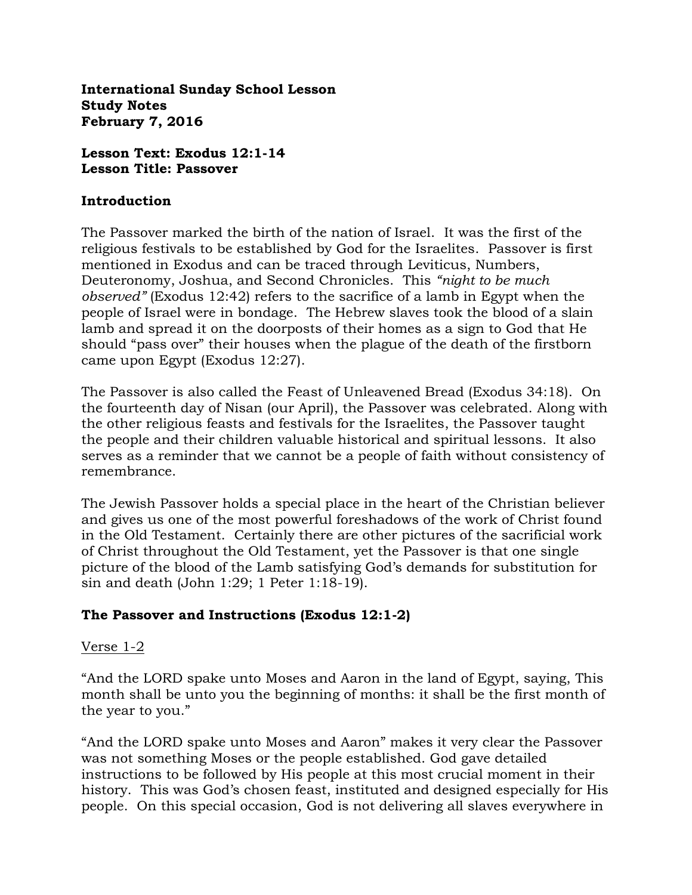**International Sunday School Lesson**
**Study Notes**
**February 7, 2016**

**Lesson Text: Exodus 12:1-14**
**Lesson Title: Passover**

## Introduction

The Passover marked the birth of the nation of Israel. It was the first of the religious festivals to be established by God for the Israelites. Passover is first mentioned in Exodus and can be traced through Leviticus, Numbers, Deuteronomy, Joshua, and Second Chronicles. This *"night to be much observed"* (Exodus 12:42) refers to the sacrifice of a lamb in Egypt when the people of Israel were in bondage. The Hebrew slaves took the blood of a slain lamb and spread it on the doorposts of their homes as a sign to God that He should "pass over" their houses when the plague of the death of the firstborn came upon Egypt (Exodus 12:27).

The Passover is also called the Feast of Unleavened Bread (Exodus 34:18). On the fourteenth day of Nisan (our April), the Passover was celebrated. Along with the other religious feasts and festivals for the Israelites, the Passover taught the people and their children valuable historical and spiritual lessons. It also serves as a reminder that we cannot be a people of faith without consistency of remembrance.

The Jewish Passover holds a special place in the heart of the Christian believer and gives us one of the most powerful foreshadows of the work of Christ found in the Old Testament. Certainly there are other pictures of the sacrificial work of Christ throughout the Old Testament, yet the Passover is that one single picture of the blood of the Lamb satisfying God's demands for substitution for sin and death (John 1:29; 1 Peter 1:18-19).

## The Passover and Instructions (Exodus 12:1-2)

<u>Verse 1-2</u>

"And the LORD spake unto Moses and Aaron in the land of Egypt, saying, This month shall be unto you the beginning of months: it shall be the first month of the year to you."

"And the LORD spake unto Moses and Aaron" makes it very clear the Passover was not something Moses or the people established. God gave detailed instructions to be followed by His people at this most crucial moment in their history. This was God's chosen feast, instituted and designed especially for His people. On this special occasion, God is not delivering all slaves everywhere in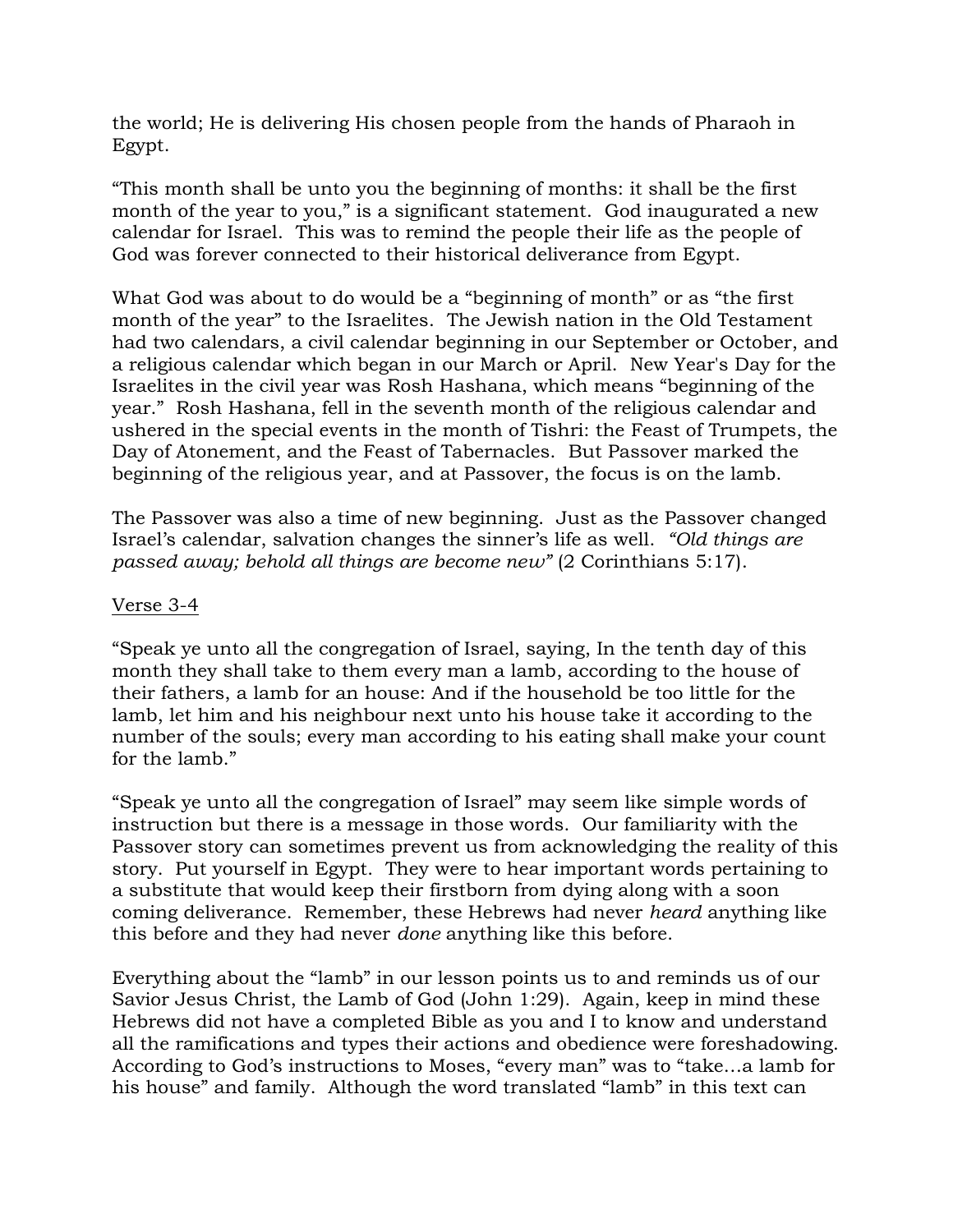the world; He is delivering His chosen people from the hands of Pharaoh in Egypt.

"This month shall be unto you the beginning of months: it shall be the first month of the year to you," is a significant statement. God inaugurated a new calendar for Israel. This was to remind the people their life as the people of God was forever connected to their historical deliverance from Egypt.

What God was about to do would be a "beginning of month" or as "the first month of the year" to the Israelites. The Jewish nation in the Old Testament had two calendars, a civil calendar beginning in our September or October, and a religious calendar which began in our March or April. New Year's Day for the Israelites in the civil year was Rosh Hashana, which means "beginning of the year." Rosh Hashana, fell in the seventh month of the religious calendar and ushered in the special events in the month of Tishri: the Feast of Trumpets, the Day of Atonement, and the Feast of Tabernacles. But Passover marked the beginning of the religious year, and at Passover, the focus is on the lamb.

The Passover was also a time of new beginning. Just as the Passover changed Israel's calendar, salvation changes the sinner's life as well. *"Old things are passed away; behold all things are become new"* (2 Corinthians 5:17).

<u>Verse 3-4</u>

"Speak ye unto all the congregation of Israel, saying, In the tenth day of this month they shall take to them every man a lamb, according to the house of their fathers, a lamb for an house: And if the household be too little for the lamb, let him and his neighbour next unto his house take it according to the number of the souls; every man according to his eating shall make your count for the lamb."

"Speak ye unto all the congregation of Israel" may seem like simple words of instruction but there is a message in those words. Our familiarity with the Passover story can sometimes prevent us from acknowledging the reality of this story. Put yourself in Egypt. They were to hear important words pertaining to a substitute that would keep their firstborn from dying along with a soon coming deliverance. Remember, these Hebrews had never *heard* anything like this before and they had never *done* anything like this before.

Everything about the "lamb" in our lesson points us to and reminds us of our Savior Jesus Christ, the Lamb of God (John 1:29). Again, keep in mind these Hebrews did not have a completed Bible as you and I to know and understand all the ramifications and types their actions and obedience were foreshadowing. According to God's instructions to Moses, "every man" was to "take…a lamb for his house" and family. Although the word translated "lamb" in this text can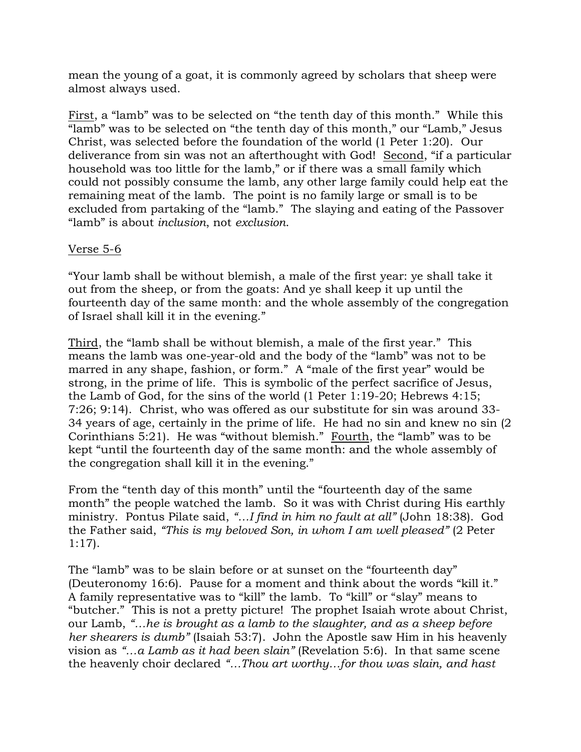mean the young of a goat, it is commonly agreed by scholars that sheep were almost always used.

First, a "lamb" was to be selected on "the tenth day of this month." While this "lamb" was to be selected on "the tenth day of this month," our "Lamb," Jesus Christ, was selected before the foundation of the world (1 Peter 1:20). Our deliverance from sin was not an afterthought with God! Second, "if a particular household was too little for the lamb," or if there was a small family which could not possibly consume the lamb, any other large family could help eat the remaining meat of the lamb. The point is no family large or small is to be excluded from partaking of the "lamb." The slaying and eating of the Passover "lamb" is about *inclusion*, not *exclusion*.

Verse 5-6

"Your lamb shall be without blemish, a male of the first year: ye shall take it out from the sheep, or from the goats: And ye shall keep it up until the fourteenth day of the same month: and the whole assembly of the congregation of Israel shall kill it in the evening."

Third, the "lamb shall be without blemish, a male of the first year." This means the lamb was one-year-old and the body of the "lamb" was not to be marred in any shape, fashion, or form." A "male of the first year" would be strong, in the prime of life. This is symbolic of the perfect sacrifice of Jesus, the Lamb of God, for the sins of the world (1 Peter 1:19-20; Hebrews 4:15; 7:26; 9:14). Christ, who was offered as our substitute for sin was around 33-34 years of age, certainly in the prime of life. He had no sin and knew no sin (2 Corinthians 5:21). He was "without blemish." Fourth, the "lamb" was to be kept "until the fourteenth day of the same month: and the whole assembly of the congregation shall kill it in the evening."

From the "tenth day of this month" until the "fourteenth day of the same month" the people watched the lamb. So it was with Christ during His earthly ministry. Pontus Pilate said, *"…I find in him no fault at all"* (John 18:38). God the Father said, *"This is my beloved Son, in whom I am well pleased"* (2 Peter 1:17).

The "lamb" was to be slain before or at sunset on the "fourteenth day" (Deuteronomy 16:6). Pause for a moment and think about the words "kill it." A family representative was to "kill" the lamb. To "kill" or "slay" means to "butcher." This is not a pretty picture! The prophet Isaiah wrote about Christ, our Lamb, *"…he is brought as a lamb to the slaughter, and as a sheep before her shearers is dumb"* (Isaiah 53:7). John the Apostle saw Him in his heavenly vision as *"…a Lamb as it had been slain"* (Revelation 5:6). In that same scene the heavenly choir declared *"…Thou art worthy…for thou was slain, and hast*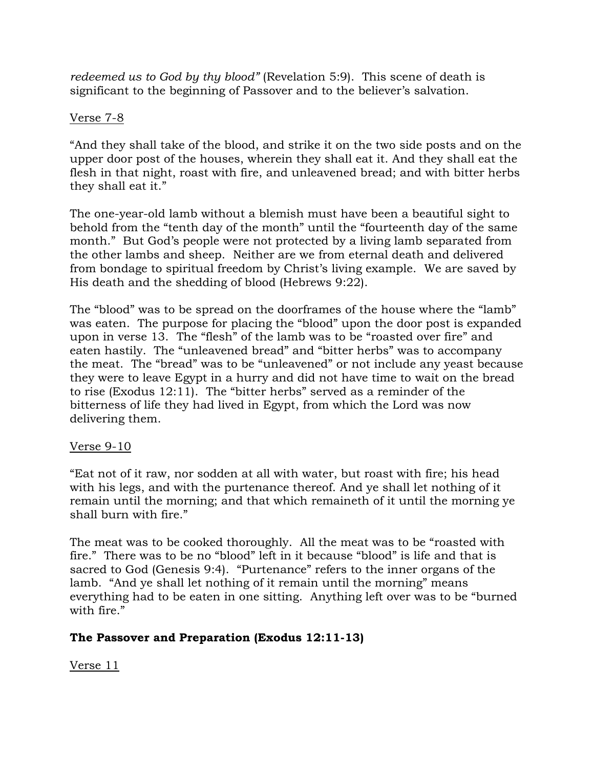*redeemed us to God by thy blood"* (Revelation 5:9). This scene of death is significant to the beginning of Passover and to the believer's salvation.

Verse 7-8

"And they shall take of the blood, and strike it on the two side posts and on the upper door post of the houses, wherein they shall eat it. And they shall eat the flesh in that night, roast with fire, and unleavened bread; and with bitter herbs they shall eat it."

The one-year-old lamb without a blemish must have been a beautiful sight to behold from the "tenth day of the month" until the "fourteenth day of the same month." But God's people were not protected by a living lamb separated from the other lambs and sheep. Neither are we from eternal death and delivered from bondage to spiritual freedom by Christ's living example. We are saved by His death and the shedding of blood (Hebrews 9:22).

The "blood" was to be spread on the doorframes of the house where the "lamb" was eaten. The purpose for placing the "blood" upon the door post is expanded upon in verse 13. The "flesh" of the lamb was to be "roasted over fire" and eaten hastily. The "unleavened bread" and "bitter herbs" was to accompany the meat. The "bread" was to be "unleavened" or not include any yeast because they were to leave Egypt in a hurry and did not have time to wait on the bread to rise (Exodus 12:11). The "bitter herbs" served as a reminder of the bitterness of life they had lived in Egypt, from which the Lord was now delivering them.

Verse 9-10

"Eat not of it raw, nor sodden at all with water, but roast with fire; his head with his legs, and with the purtenance thereof. And ye shall let nothing of it remain until the morning; and that which remaineth of it until the morning ye shall burn with fire."

The meat was to be cooked thoroughly. All the meat was to be "roasted with fire." There was to be no "blood" left in it because "blood" is life and that is sacred to God (Genesis 9:4). "Purtenance" refers to the inner organs of the lamb. "And ye shall let nothing of it remain until the morning" means everything had to be eaten in one sitting. Anything left over was to be "burned with fire."

**The Passover and Preparation (Exodus 12:11-13)**

Verse 11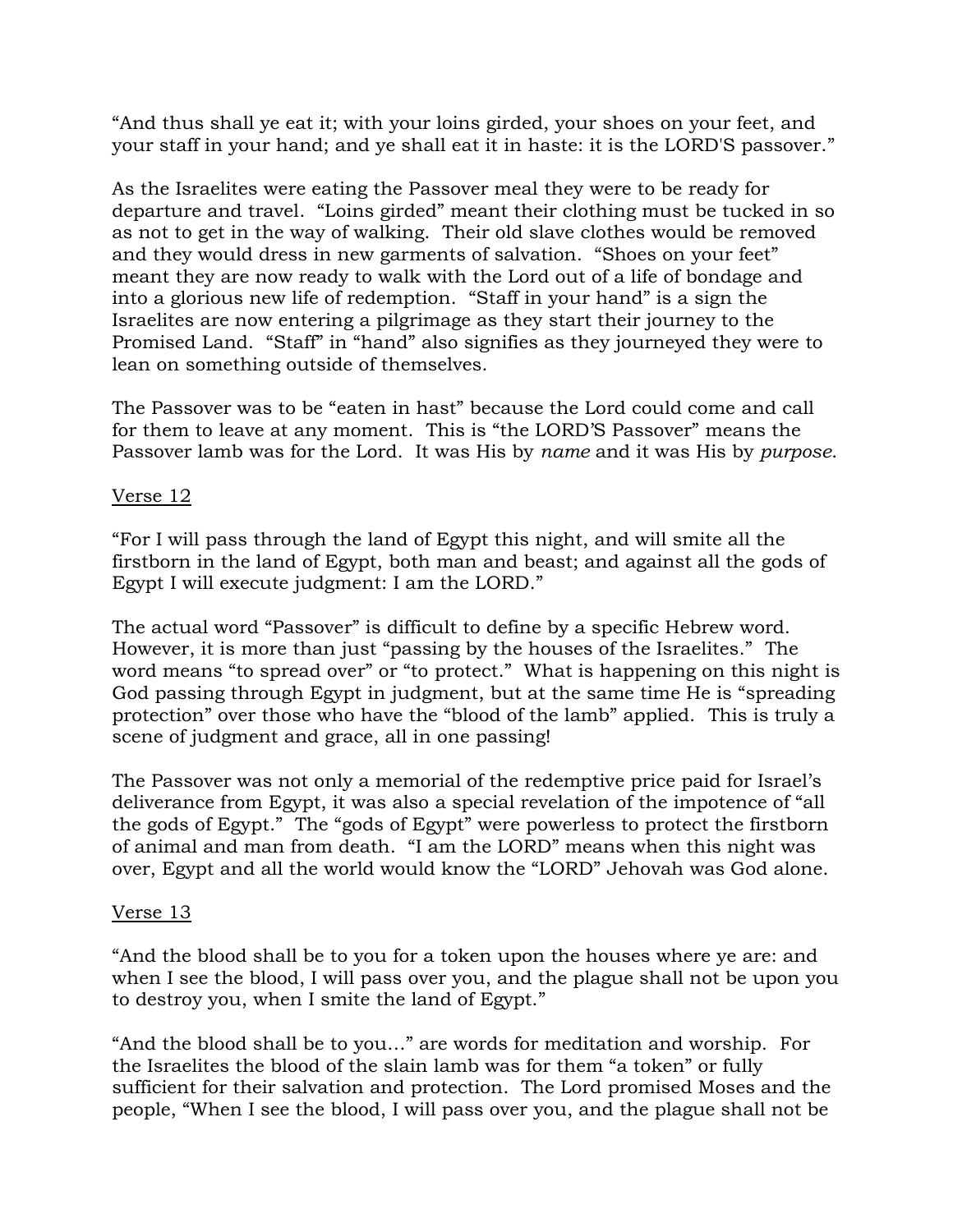"And thus shall ye eat it; with your loins girded, your shoes on your feet, and your staff in your hand; and ye shall eat it in haste: it is the LORD'S passover."

As the Israelites were eating the Passover meal they were to be ready for departure and travel. "Loins girded" meant their clothing must be tucked in so as not to get in the way of walking. Their old slave clothes would be removed and they would dress in new garments of salvation. "Shoes on your feet" meant they are now ready to walk with the Lord out of a life of bondage and into a glorious new life of redemption. "Staff in your hand" is a sign the Israelites are now entering a pilgrimage as they start their journey to the Promised Land. "Staff" in "hand" also signifies as they journeyed they were to lean on something outside of themselves.

The Passover was to be "eaten in hast" because the Lord could come and call for them to leave at any moment. This is "the LORD'S Passover" means the Passover lamb was for the Lord. It was His by *name* and it was His by *purpose*.

<u>Verse 12</u>

"For I will pass through the land of Egypt this night, and will smite all the firstborn in the land of Egypt, both man and beast; and against all the gods of Egypt I will execute judgment: I am the LORD."

The actual word "Passover" is difficult to define by a specific Hebrew word. However, it is more than just "passing by the houses of the Israelites." The word means "to spread over" or "to protect." What is happening on this night is God passing through Egypt in judgment, but at the same time He is "spreading protection" over those who have the "blood of the lamb" applied. This is truly a scene of judgment and grace, all in one passing!

The Passover was not only a memorial of the redemptive price paid for Israel's deliverance from Egypt, it was also a special revelation of the impotence of "all the gods of Egypt." The "gods of Egypt" were powerless to protect the firstborn of animal and man from death. "I am the LORD" means when this night was over, Egypt and all the world would know the "LORD" Jehovah was God alone.

<u>Verse 13</u>

"And the blood shall be to you for a token upon the houses where ye are: and when I see the blood, I will pass over you, and the plague shall not be upon you to destroy you, when I smite the land of Egypt."

"And the blood shall be to you…" are words for meditation and worship. For the Israelites the blood of the slain lamb was for them "a token" or fully sufficient for their salvation and protection. The Lord promised Moses and the people, "When I see the blood, I will pass over you, and the plague shall not be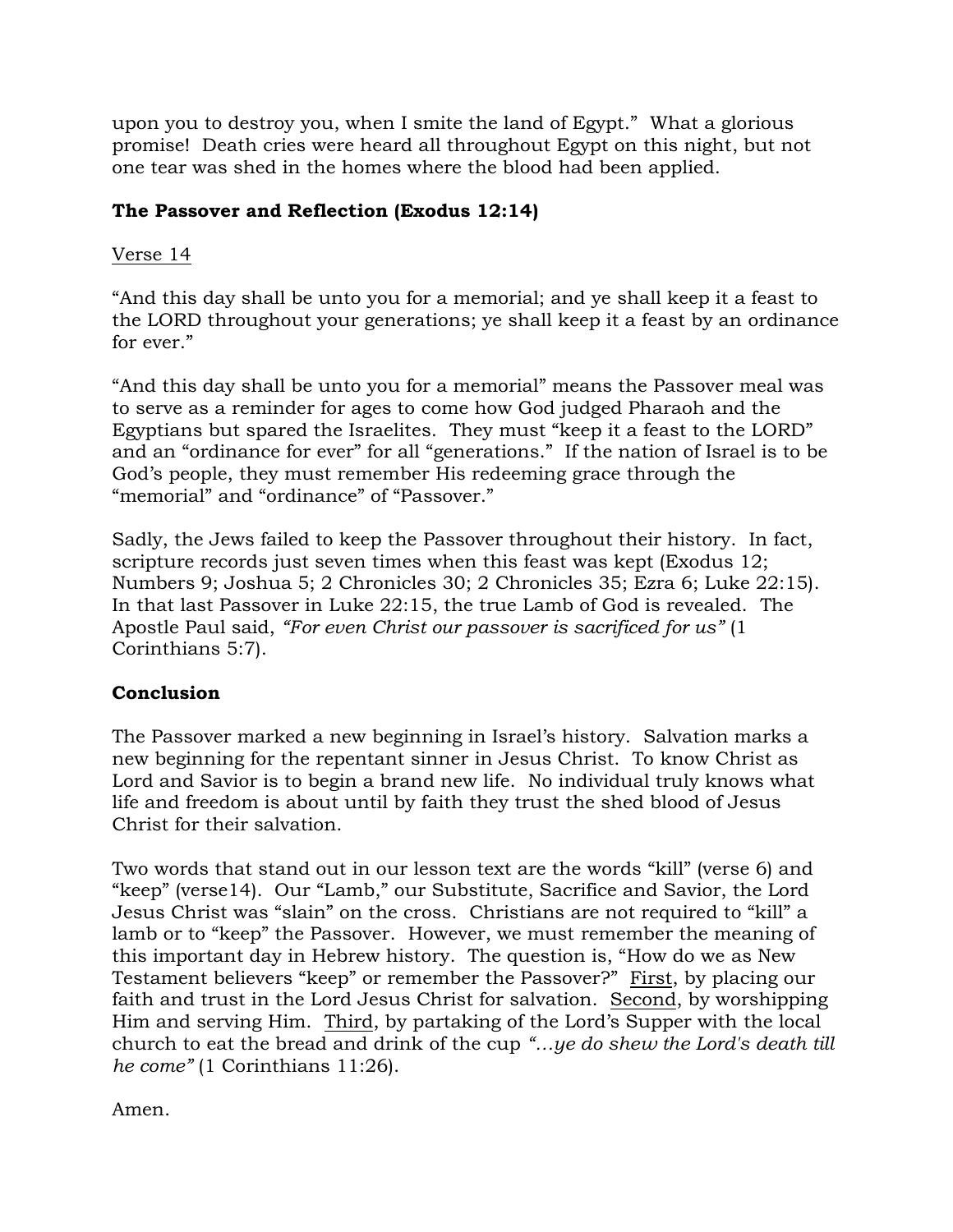upon you to destroy you, when I smite the land of Egypt." What a glorious promise! Death cries were heard all throughout Egypt on this night, but not one tear was shed in the homes where the blood had been applied.

**The Passover and Reflection (Exodus 12:14)**

<u>Verse 14</u>

"And this day shall be unto you for a memorial; and ye shall keep it a feast to the LORD throughout your generations; ye shall keep it a feast by an ordinance for ever."

"And this day shall be unto you for a memorial" means the Passover meal was to serve as a reminder for ages to come how God judged Pharaoh and the Egyptians but spared the Israelites. They must "keep it a feast to the LORD" and an "ordinance for ever" for all "generations." If the nation of Israel is to be God's people, they must remember His redeeming grace through the "memorial" and "ordinance" of "Passover."

Sadly, the Jews failed to keep the Passover throughout their history. In fact, scripture records just seven times when this feast was kept (Exodus 12; Numbers 9; Joshua 5; 2 Chronicles 30; 2 Chronicles 35; Ezra 6; Luke 22:15). In that last Passover in Luke 22:15, the true Lamb of God is revealed. The Apostle Paul said, *"For even Christ our passover is sacrificed for us"* (1 Corinthians 5:7).

**Conclusion**

The Passover marked a new beginning in Israel's history. Salvation marks a new beginning for the repentant sinner in Jesus Christ. To know Christ as Lord and Savior is to begin a brand new life. No individual truly knows what life and freedom is about until by faith they trust the shed blood of Jesus Christ for their salvation.

Two words that stand out in our lesson text are the words "kill" (verse 6) and "keep" (verse14). Our "Lamb," our Substitute, Sacrifice and Savior, the Lord Jesus Christ was "slain" on the cross. Christians are not required to "kill" a lamb or to "keep" the Passover. However, we must remember the meaning of this important day in Hebrew history. The question is, "How do we as New Testament believers "keep" or remember the Passover?" <u>First</u>, by placing our faith and trust in the Lord Jesus Christ for salvation. <u>Second</u>, by worshipping Him and serving Him. <u>Third</u>, by partaking of the Lord's Supper with the local church to eat the bread and drink of the cup *"…ye do shew the Lord's death till he come"* (1 Corinthians 11:26).

Amen.